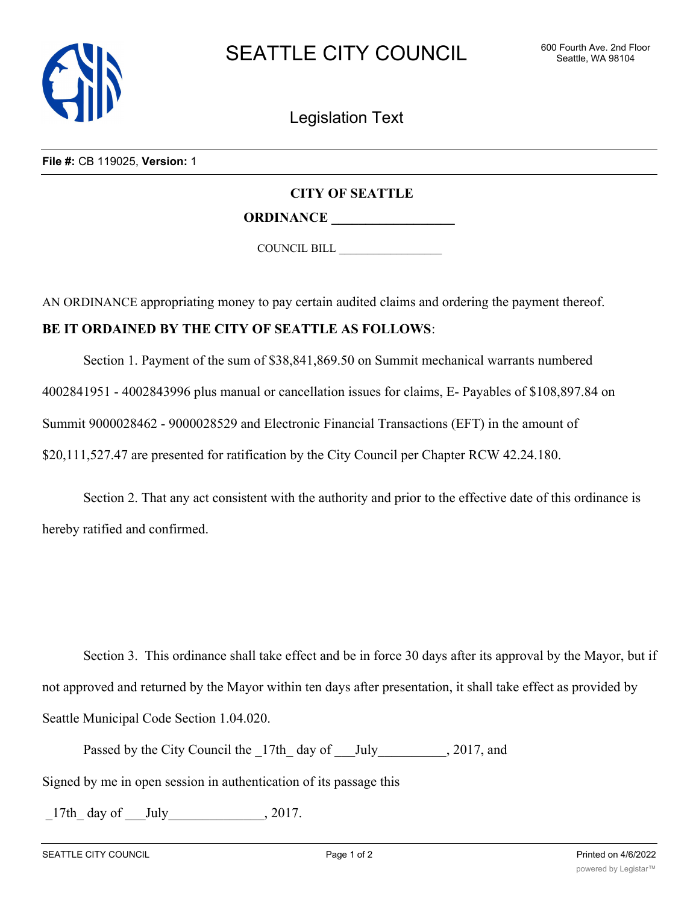# SEATTLE CITY COUNCIL

600 Fourth Ave. 2nd Floor
Seattle, WA 98104

## Legislation Text

**File #:** CB 119025, **Version:** 1

**CITY OF SEATTLE**

**ORDINANCE __________________**

COUNCIL BILL __________________

AN ORDINANCE appropriating money to pay certain audited claims and ordering the payment thereof.

**BE IT ORDAINED BY THE CITY OF SEATTLE AS FOLLOWS**:

Section 1. Payment of the sum of $38,841,869.50 on Summit mechanical warrants numbered 4002841951 - 4002843996 plus manual or cancellation issues for claims, E- Payables of $108,897.84 on Summit 9000028462 - 9000028529 and Electronic Financial Transactions (EFT) in the amount of $20,111,527.47 are presented for ratification by the City Council per Chapter RCW 42.24.180.

Section 2. That any act consistent with the authority and prior to the effective date of this ordinance is hereby ratified and confirmed.

Section 3. This ordinance shall take effect and be in force 30 days after its approval by the Mayor, but if not approved and returned by the Mayor within ten days after presentation, it shall take effect as provided by Seattle Municipal Code Section 1.04.020.

Passed by the City Council the _17th_ day of ___July__________, 2017, and

Signed by me in open session in authentication of its passage this

_17th_ day of ___July______________, 2017.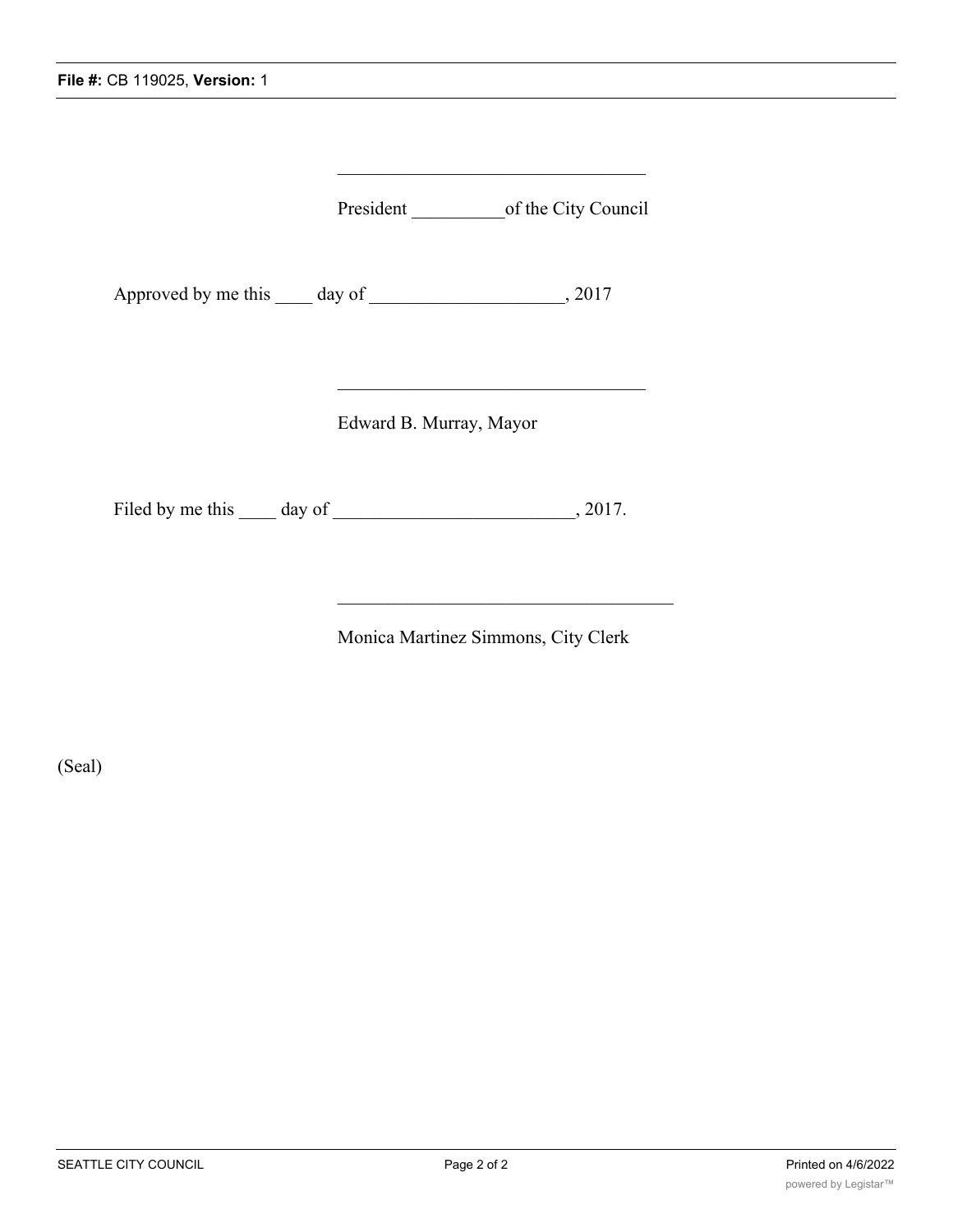\_\_\_\_\_\_\_\_\_\_\_\_\_\_\_\_\_\_\_\_\_\_\_\_\_\_\_\_\_\_\_\_\_

President \_\_\_\_\_\_\_\_\_\_of the City Council

Approved by me this \_\_\_\_ day of \_\_\_\_\_\_\_\_\_\_\_\_\_\_\_\_\_\_\_\_\_, 2017

\_\_\_\_\_\_\_\_\_\_\_\_\_\_\_\_\_\_\_\_\_\_\_\_\_\_\_\_\_\_\_\_\_

Edward B. Murray, Mayor

Filed by me this \_\_\_\_ day of \_\_\_\_\_\_\_\_\_\_\_\_\_\_\_\_\_\_\_\_\_\_\_\_\_\_, 2017.

\_\_\_\_\_\_\_\_\_\_\_\_\_\_\_\_\_\_\_\_\_\_\_\_\_\_\_\_\_\_\_\_\_\_\_\_\_

Monica Martinez Simmons, City Clerk

(Seal)